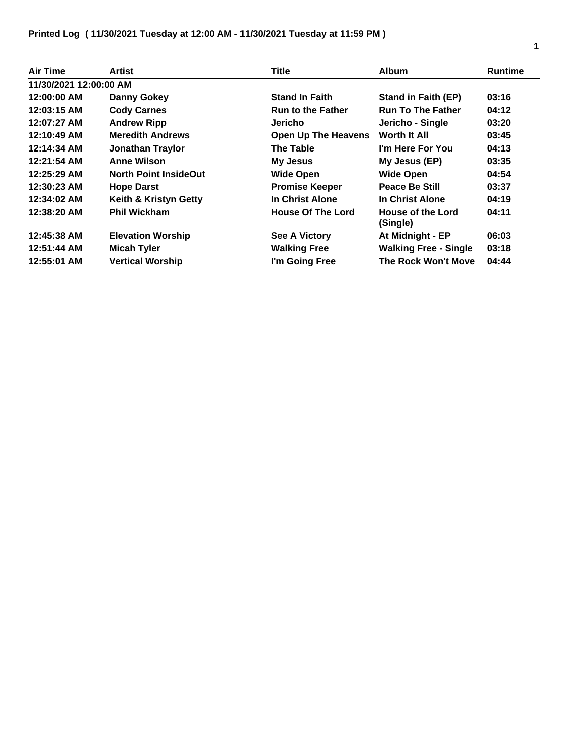**Printed Log ( 11/30/2021 Tuesday at 12:00 AM - 11/30/2021 Tuesday at 11:59 PM )**

| Air Time | Artist | Title | Album | Runtime |
|---|---|---|---|---|
| **11/30/2021 12:00:00 AM** | | | | |
| **12:00:00 AM** | **Danny Gokey** | **Stand In Faith** | **Stand in Faith (EP)** | **03:16** |
| **12:03:15 AM** | **Cody Carnes** | **Run to the Father** | **Run To The Father** | **04:12** |
| **12:07:27 AM** | **Andrew Ripp** | **Jericho** | **Jericho - Single** | **03:20** |
| **12:10:49 AM** | **Meredith Andrews** | **Open Up The Heavens** | **Worth It All** | **03:45** |
| **12:14:34 AM** | **Jonathan Traylor** | **The Table** | **I'm Here For You** | **04:13** |
| **12:21:54 AM** | **Anne Wilson** | **My Jesus** | **My Jesus (EP)** | **03:35** |
| **12:25:29 AM** | **North Point InsideOut** | **Wide Open** | **Wide Open** | **04:54** |
| **12:30:23 AM** | **Hope Darst** | **Promise Keeper** | **Peace Be Still** | **03:37** |
| **12:34:02 AM** | **Keith & Kristyn Getty** | **In Christ Alone** | **In Christ Alone** | **04:19** |
| **12:38:20 AM** | **Phil Wickham** | **House Of The Lord** | **House of the Lord (Single)** | **04:11** |
| **12:45:38 AM** | **Elevation Worship** | **See A Victory** | **At Midnight - EP** | **06:03** |
| **12:51:44 AM** | **Micah Tyler** | **Walking Free** | **Walking Free - Single** | **03:18** |
| **12:55:01 AM** | **Vertical Worship** | **I'm Going Free** | **The Rock Won't Move** | **04:44** |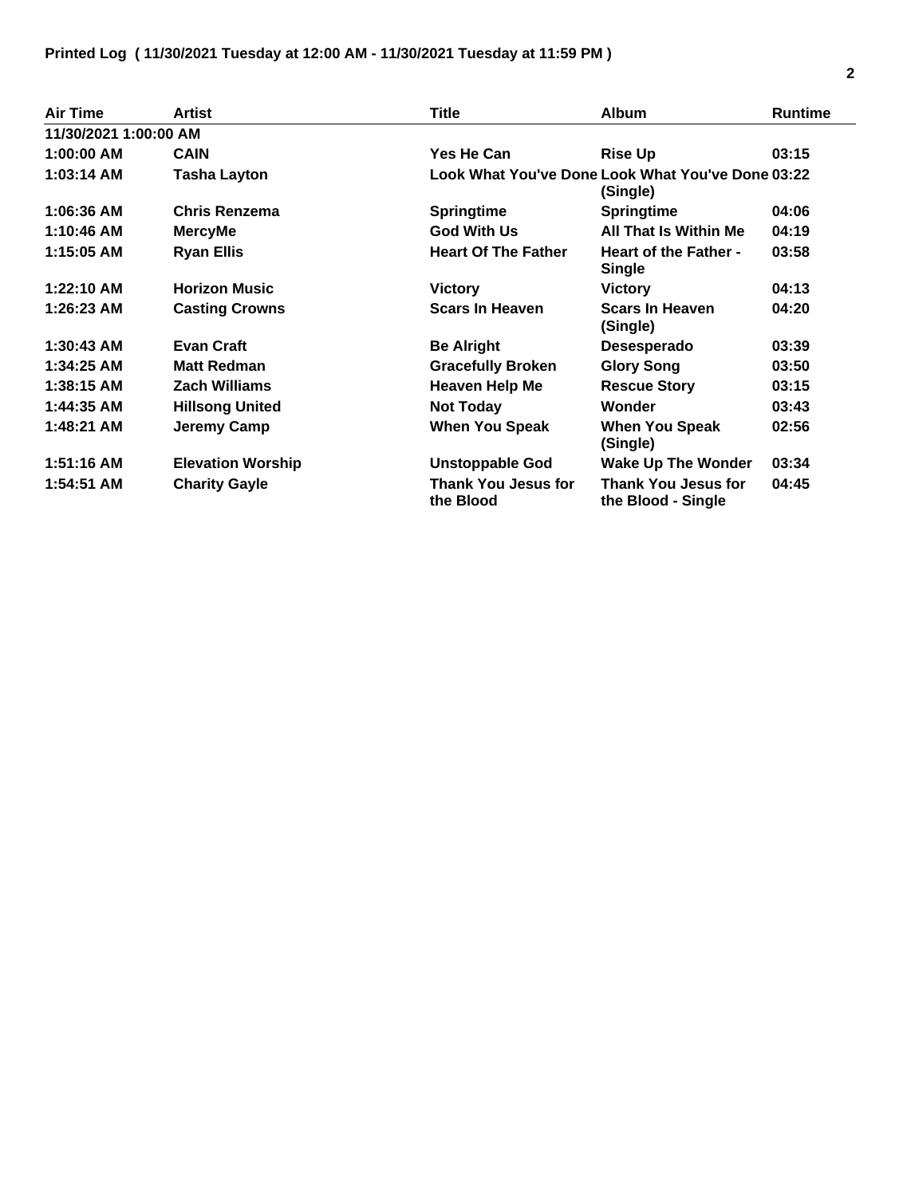**Printed Log ( 11/30/2021 Tuesday at 12:00 AM - 11/30/2021 Tuesday at 11:59 PM )**

| Air Time | Artist | Title | Album | Runtime |
|---|---|---|---|---|
| 11/30/2021 1:00:00 AM | | | | |
| 1:00:00 AM | CAIN | Yes He Can | Rise Up | 03:15 |
| 1:03:14 AM | Tasha Layton | Look What You've Done | Look What You've Done (Single) | 03:22 |
| 1:06:36 AM | Chris Renzema | Springtime | Springtime | 04:06 |
| 1:10:46 AM | MercyMe | God With Us | All That Is Within Me | 04:19 |
| 1:15:05 AM | Ryan Ellis | Heart Of The Father | Heart of the Father - Single | 03:58 |
| 1:22:10 AM | Horizon Music | Victory | Victory | 04:13 |
| 1:26:23 AM | Casting Crowns | Scars In Heaven | Scars In Heaven (Single) | 04:20 |
| 1:30:43 AM | Evan Craft | Be Alright | Desesperado | 03:39 |
| 1:34:25 AM | Matt Redman | Gracefully Broken | Glory Song | 03:50 |
| 1:38:15 AM | Zach Williams | Heaven Help Me | Rescue Story | 03:15 |
| 1:44:35 AM | Hillsong United | Not Today | Wonder | 03:43 |
| 1:48:21 AM | Jeremy Camp | When You Speak | When You Speak (Single) | 02:56 |
| 1:51:16 AM | Elevation Worship | Unstoppable God | Wake Up The Wonder | 03:34 |
| 1:54:51 AM | Charity Gayle | Thank You Jesus for the Blood | Thank You Jesus for the Blood - Single | 04:45 |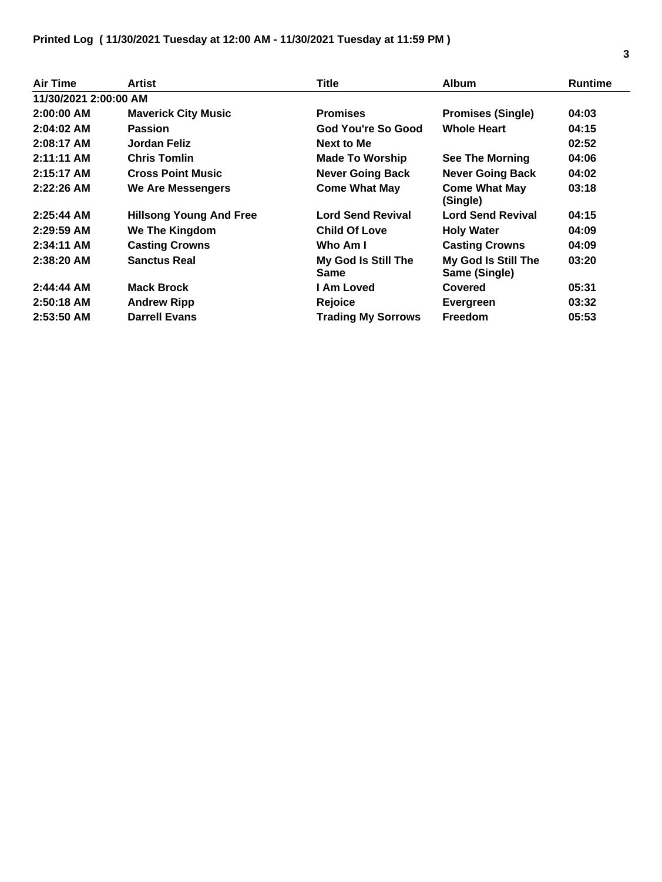**Printed Log ( 11/30/2021 Tuesday at 12:00 AM - 11/30/2021 Tuesday at 11:59 PM )**

| Air Time | Artist | Title | Album | Runtime |
|---|---|---|---|---|
| 11/30/2021 2:00:00 AM | | | | |
| 2:00:00 AM | Maverick City Music | Promises | Promises (Single) | 04:03 |
| 2:04:02 AM | Passion | God You're So Good | Whole Heart | 04:15 |
| 2:08:17 AM | Jordan Feliz | Next to Me | | 02:52 |
| 2:11:11 AM | Chris Tomlin | Made To Worship | See The Morning | 04:06 |
| 2:15:17 AM | Cross Point Music | Never Going Back | Never Going Back | 04:02 |
| 2:22:26 AM | We Are Messengers | Come What May | Come What May (Single) | 03:18 |
| 2:25:44 AM | Hillsong Young And Free | Lord Send Revival | Lord Send Revival | 04:15 |
| 2:29:59 AM | We The Kingdom | Child Of Love | Holy Water | 04:09 |
| 2:34:11 AM | Casting Crowns | Who Am I | Casting Crowns | 04:09 |
| 2:38:20 AM | Sanctus Real | My God Is Still The Same | My God Is Still The Same (Single) | 03:20 |
| 2:44:44 AM | Mack Brock | I Am Loved | Covered | 05:31 |
| 2:50:18 AM | Andrew Ripp | Rejoice | Evergreen | 03:32 |
| 2:53:50 AM | Darrell Evans | Trading My Sorrows | Freedom | 05:53 |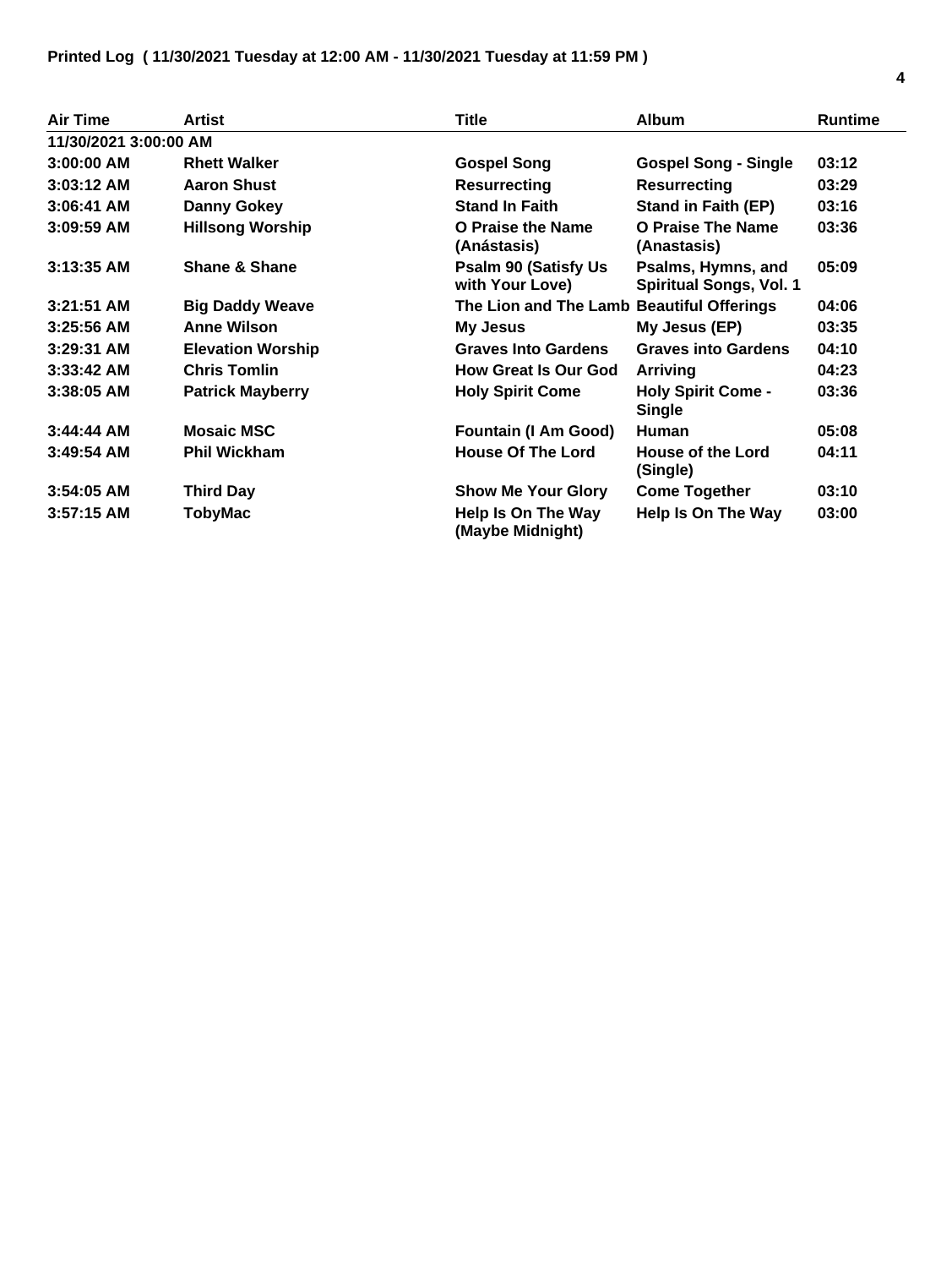**Printed Log ( 11/30/2021 Tuesday at 12:00 AM - 11/30/2021 Tuesday at 11:59 PM )**

| Air Time | Artist | Title | Album | Runtime |
|---|---|---|---|---|
| **11/30/2021 3:00:00 AM** | | | | |
| 3:00:00 AM | Rhett Walker | Gospel Song | Gospel Song - Single | 03:12 |
| 3:03:12 AM | Aaron Shust | Resurrecting | Resurrecting | 03:29 |
| 3:06:41 AM | Danny Gokey | Stand In Faith | Stand in Faith (EP) | 03:16 |
| 3:09:59 AM | Hillsong Worship | O Praise the Name (Anástasis) | O Praise The Name (Anastasis) | 03:36 |
| 3:13:35 AM | Shane & Shane | Psalm 90 (Satisfy Us with Your Love) | Psalms, Hymns, and Spiritual Songs, Vol. 1 | 05:09 |
| 3:21:51 AM | Big Daddy Weave | The Lion and The Lamb | Beautiful Offerings | 04:06 |
| 3:25:56 AM | Anne Wilson | My Jesus | My Jesus (EP) | 03:35 |
| 3:29:31 AM | Elevation Worship | Graves Into Gardens | Graves into Gardens | 04:10 |
| 3:33:42 AM | Chris Tomlin | How Great Is Our God | Arriving | 04:23 |
| 3:38:05 AM | Patrick Mayberry | Holy Spirit Come | Holy Spirit Come - Single | 03:36 |
| 3:44:44 AM | Mosaic MSC | Fountain (I Am Good) | Human | 05:08 |
| 3:49:54 AM | Phil Wickham | House Of The Lord | House of the Lord (Single) | 04:11 |
| 3:54:05 AM | Third Day | Show Me Your Glory | Come Together | 03:10 |
| 3:57:15 AM | TobyMac | Help Is On The Way (Maybe Midnight) | Help Is On The Way | 03:00 |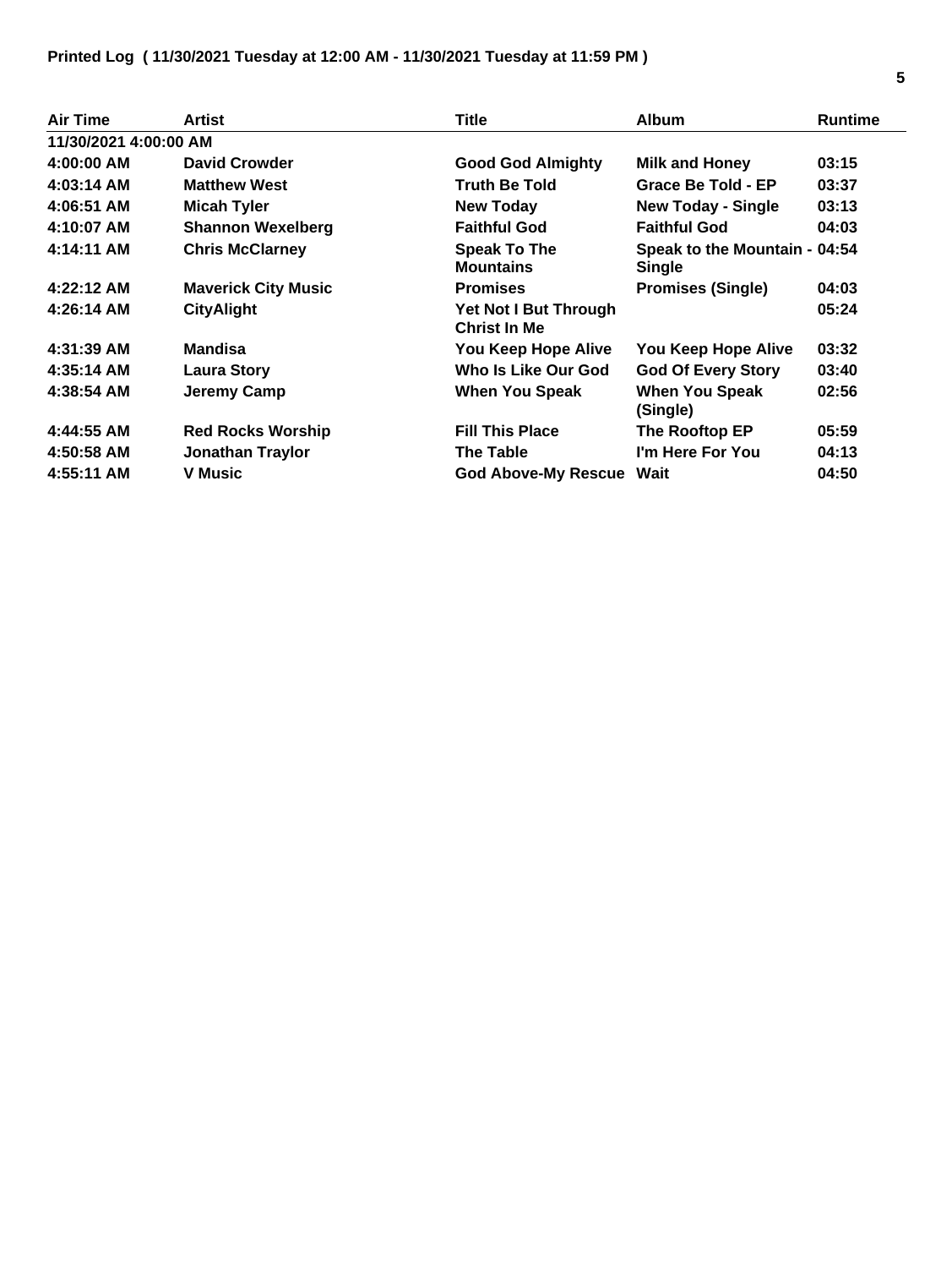**Printed Log ( 11/30/2021 Tuesday at 12:00 AM - 11/30/2021 Tuesday at 11:59 PM )**

| Air Time | Artist | Title | Album | Runtime |
|---|---|---|---|---|
| **11/30/2021 4:00:00 AM** | | | | |
| 4:00:00 AM | David Crowder | Good God Almighty | Milk and Honey | 03:15 |
| 4:03:14 AM | Matthew West | Truth Be Told | Grace Be Told - EP | 03:37 |
| 4:06:51 AM | Micah Tyler | New Today | New Today - Single | 03:13 |
| 4:10:07 AM | Shannon Wexelberg | Faithful God | Faithful God | 04:03 |
| 4:14:11 AM | Chris McClarney | Speak To The Mountains | Speak to the Mountain - Single | 04:54 |
| 4:22:12 AM | Maverick City Music | Promises | Promises (Single) | 04:03 |
| 4:26:14 AM | CityAlight | Yet Not I But Through Christ In Me | | 05:24 |
| 4:31:39 AM | Mandisa | You Keep Hope Alive | You Keep Hope Alive | 03:32 |
| 4:35:14 AM | Laura Story | Who Is Like Our God | God Of Every Story | 03:40 |
| 4:38:54 AM | Jeremy Camp | When You Speak | When You Speak (Single) | 02:56 |
| 4:44:55 AM | Red Rocks Worship | Fill This Place | The Rooftop EP | 05:59 |
| 4:50:58 AM | Jonathan Traylor | The Table | I'm Here For You | 04:13 |
| 4:55:11 AM | V Music | God Above-My Rescue | Wait | 04:50 |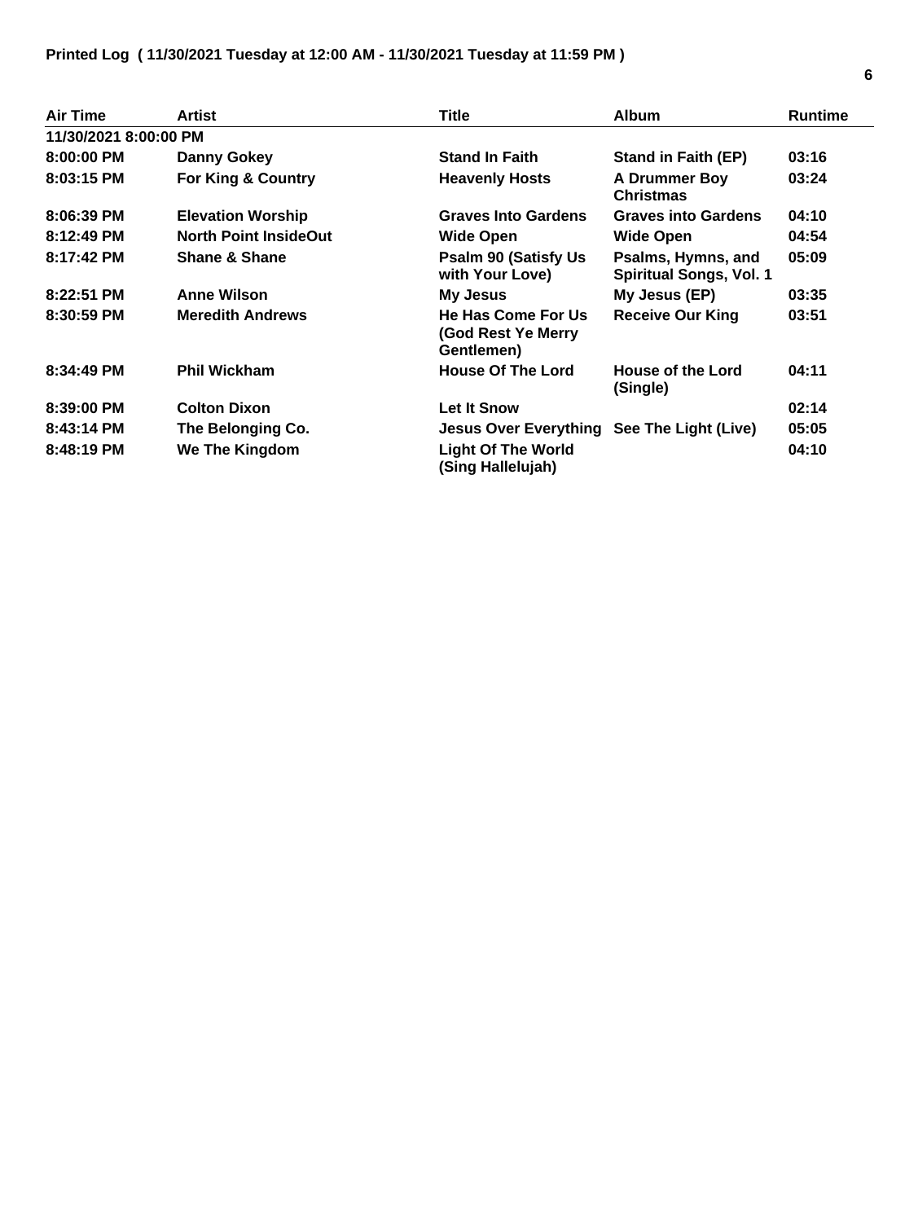**Printed Log ( 11/30/2021 Tuesday at 12:00 AM - 11/30/2021 Tuesday at 11:59 PM )**

| Air Time | Artist | Title | Album | Runtime |
|---|---|---|---|---|
| **11/30/2021 8:00:00 PM** | | | | |
| 8:00:00 PM | Danny Gokey | Stand In Faith | Stand in Faith (EP) | 03:16 |
| 8:03:15 PM | For King & Country | Heavenly Hosts | A Drummer Boy Christmas | 03:24 |
| 8:06:39 PM | Elevation Worship | Graves Into Gardens | Graves into Gardens | 04:10 |
| 8:12:49 PM | North Point InsideOut | Wide Open | Wide Open | 04:54 |
| 8:17:42 PM | Shane & Shane | Psalm 90 (Satisfy Us with Your Love) | Psalms, Hymns, and Spiritual Songs, Vol. 1 | 05:09 |
| 8:22:51 PM | Anne Wilson | My Jesus | My Jesus (EP) | 03:35 |
| 8:30:59 PM | Meredith Andrews | He Has Come For Us (God Rest Ye Merry Gentlemen) | Receive Our King | 03:51 |
| 8:34:49 PM | Phil Wickham | House Of The Lord | House of the Lord (Single) | 04:11 |
| 8:39:00 PM | Colton Dixon | Let It Snow | | 02:14 |
| 8:43:14 PM | The Belonging Co. | Jesus Over Everything | See The Light (Live) | 05:05 |
| 8:48:19 PM | We The Kingdom | Light Of The World (Sing Hallelujah) | | 04:10 |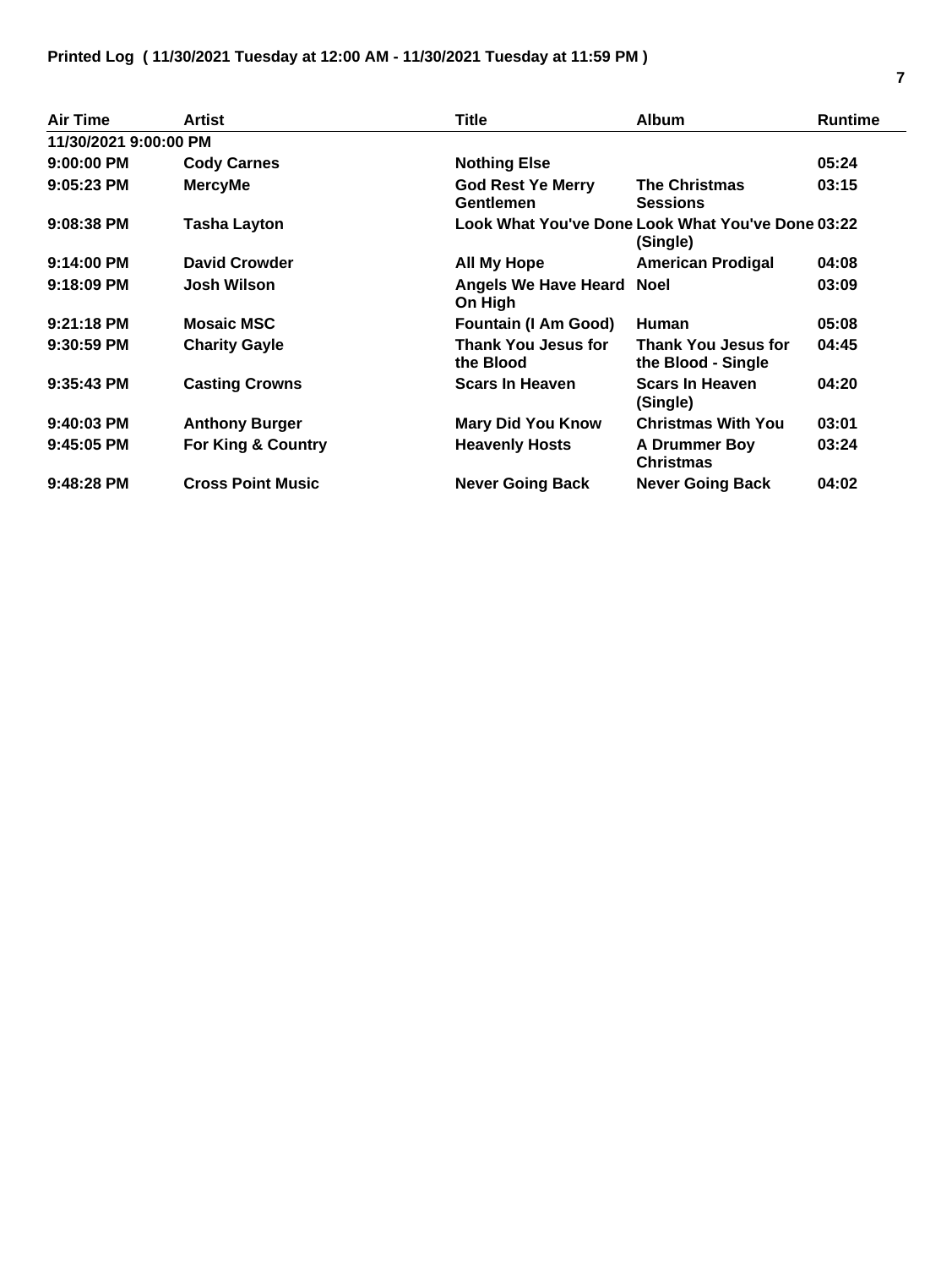**Printed Log ( 11/30/2021 Tuesday at 12:00 AM - 11/30/2021 Tuesday at 11:59 PM )**

| Air Time | Artist | Title | Album | Runtime |
|---|---|---|---|---|
| 11/30/2021 9:00:00 PM | | | | |
| 9:00:00 PM | Cody Carnes | Nothing Else | | 05:24 |
| 9:05:23 PM | MercyMe | God Rest Ye Merry Gentlemen | The Christmas Sessions | 03:15 |
| 9:08:38 PM | Tasha Layton | Look What You've Done | Look What You've Done (Single) | 03:22 |
| 9:14:00 PM | David Crowder | All My Hope | American Prodigal | 04:08 |
| 9:18:09 PM | Josh Wilson | Angels We Have Heard On High | Noel | 03:09 |
| 9:21:18 PM | Mosaic MSC | Fountain (I Am Good) | Human | 05:08 |
| 9:30:59 PM | Charity Gayle | Thank You Jesus for the Blood | Thank You Jesus for the Blood - Single | 04:45 |
| 9:35:43 PM | Casting Crowns | Scars In Heaven | Scars In Heaven (Single) | 04:20 |
| 9:40:03 PM | Anthony Burger | Mary Did You Know | Christmas With You | 03:01 |
| 9:45:05 PM | For King & Country | Heavenly Hosts | A Drummer Boy Christmas | 03:24 |
| 9:48:28 PM | Cross Point Music | Never Going Back | Never Going Back | 04:02 |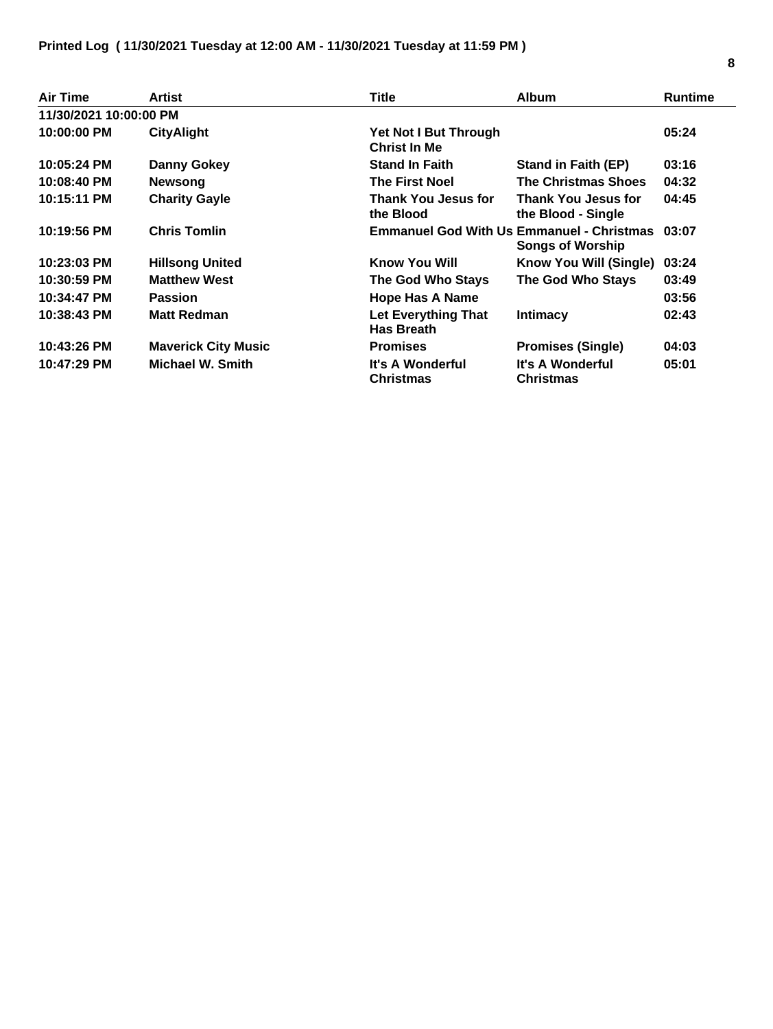**Printed Log ( 11/30/2021 Tuesday at 12:00 AM - 11/30/2021 Tuesday at 11:59 PM )**

| Air Time | Artist | Title | Album | Runtime |
|---|---|---|---|---|
| **11/30/2021 10:00:00 PM** | | | | |
| 10:00:00 PM | CityAlight | Yet Not I But Through Christ In Me | | 05:24 |
| 10:05:24 PM | Danny Gokey | Stand In Faith | Stand in Faith (EP) | 03:16 |
| 10:08:40 PM | Newsong | The First Noel | The Christmas Shoes | 04:32 |
| 10:15:11 PM | Charity Gayle | Thank You Jesus for the Blood | Thank You Jesus for the Blood - Single | 04:45 |
| 10:19:56 PM | Chris Tomlin | Emmanuel God With Us | Emmanuel - Christmas Songs of Worship | 03:07 |
| 10:23:03 PM | Hillsong United | Know You Will | Know You Will (Single) | 03:24 |
| 10:30:59 PM | Matthew West | The God Who Stays | The God Who Stays | 03:49 |
| 10:34:47 PM | Passion | Hope Has A Name | | 03:56 |
| 10:38:43 PM | Matt Redman | Let Everything That Has Breath | Intimacy | 02:43 |
| 10:43:26 PM | Maverick City Music | Promises | Promises (Single) | 04:03 |
| 10:47:29 PM | Michael W. Smith | It's A Wonderful Christmas | It's A Wonderful Christmas | 05:01 |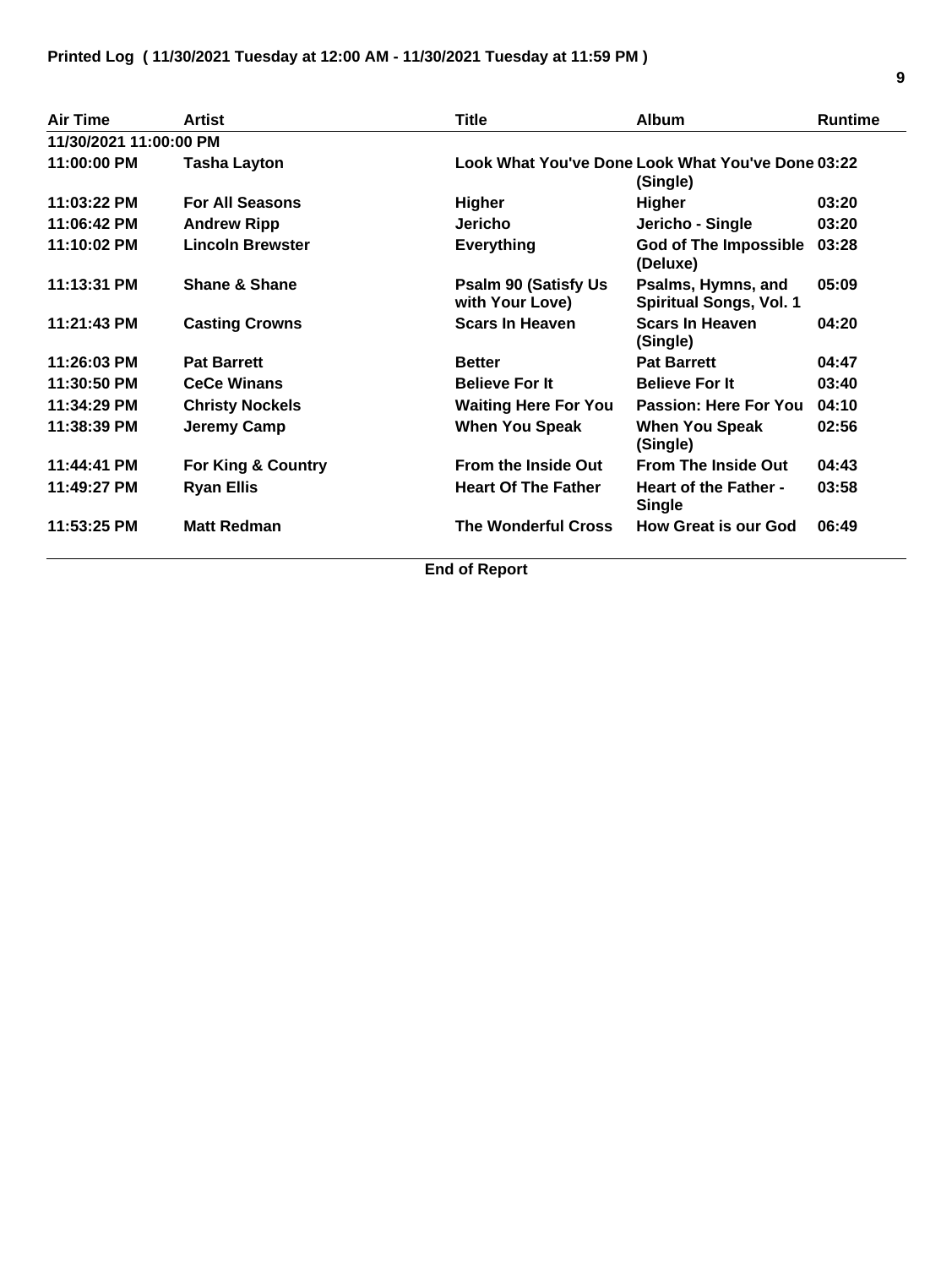**Printed Log ( 11/30/2021 Tuesday at 12:00 AM - 11/30/2021 Tuesday at 11:59 PM )**

| Air Time | Artist | Title | Album | Runtime |
|---|---|---|---|---|
| **11/30/2021 11:00:00 PM** | | | | |
| 11:00:00 PM | Tasha Layton | Look What You've Done | Look What You've Done (Single) | 03:22 |
| 11:03:22 PM | For All Seasons | Higher | Higher | 03:20 |
| 11:06:42 PM | Andrew Ripp | Jericho | Jericho - Single | 03:20 |
| 11:10:02 PM | Lincoln Brewster | Everything | God of The Impossible (Deluxe) | 03:28 |
| 11:13:31 PM | Shane & Shane | Psalm 90 (Satisfy Us with Your Love) | Psalms, Hymns, and Spiritual Songs, Vol. 1 | 05:09 |
| 11:21:43 PM | Casting Crowns | Scars In Heaven | Scars In Heaven (Single) | 04:20 |
| 11:26:03 PM | Pat Barrett | Better | Pat Barrett | 04:47 |
| 11:30:50 PM | CeCe Winans | Believe For It | Believe For It | 03:40 |
| 11:34:29 PM | Christy Nockels | Waiting Here For You | Passion: Here For You | 04:10 |
| 11:38:39 PM | Jeremy Camp | When You Speak | When You Speak (Single) | 02:56 |
| 11:44:41 PM | For King & Country | From the Inside Out | From The Inside Out | 04:43 |
| 11:49:27 PM | Ryan Ellis | Heart Of The Father | Heart of the Father - Single | 03:58 |
| 11:53:25 PM | Matt Redman | The Wonderful Cross | How Great is our God | 06:49 |

**End of Report**